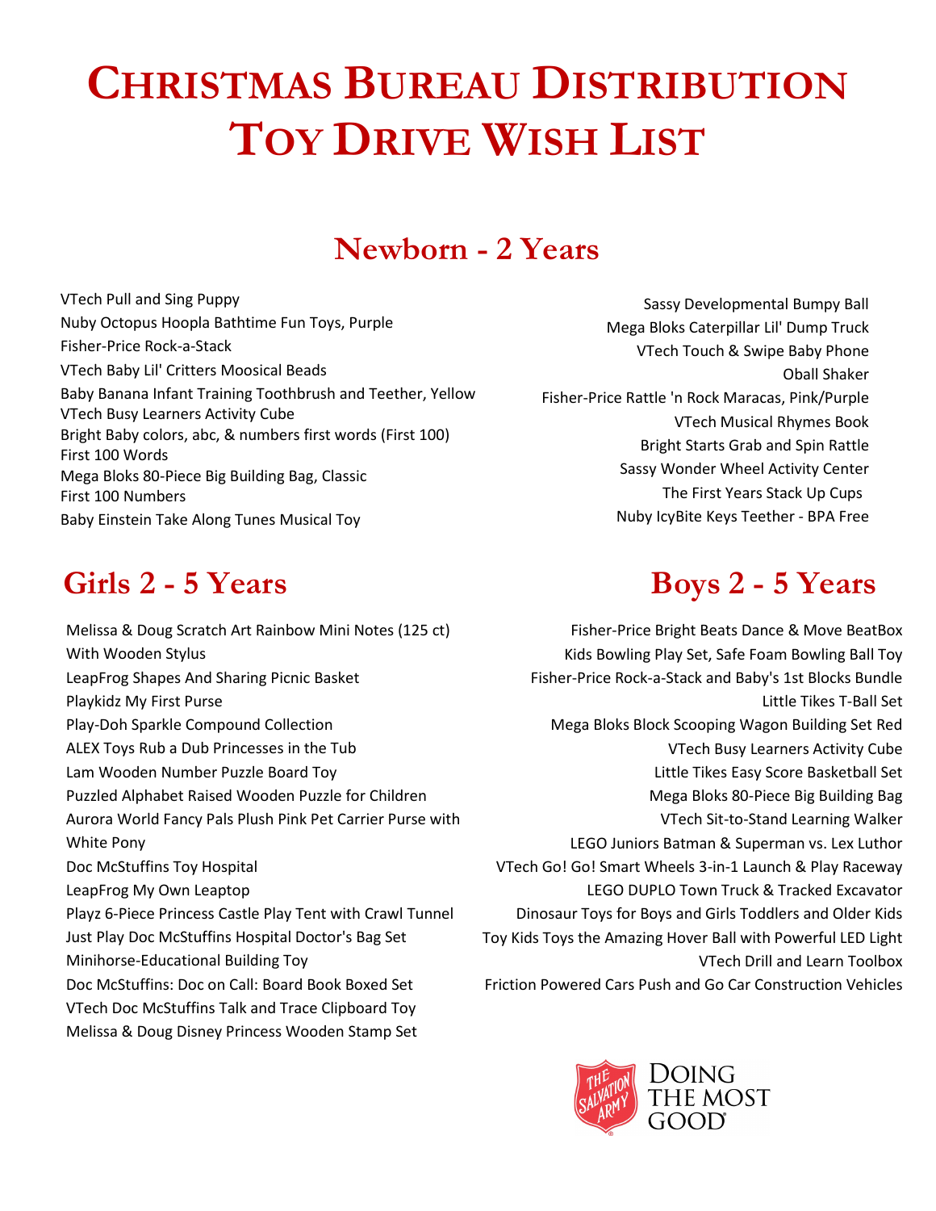# Christmas Bureau Distribution Toy Drive Wish List

## Newborn - 2 Years

VTech Pull and Sing Puppy
Nuby Octopus Hoopla Bathtime Fun Toys, Purple
Fisher-Price Rock-a-Stack
VTech Baby Lil' Critters Moosical Beads
Baby Banana Infant Training Toothbrush and Teether, Yellow
VTech Busy Learners Activity Cube
Bright Baby colors, abc, & numbers first words (First 100)
First 100 Words
Mega Bloks 80-Piece Big Building Bag, Classic
First 100 Numbers
Baby Einstein Take Along Tunes Musical Toy

Sassy Developmental Bumpy Ball
Mega Bloks Caterpillar Lil' Dump Truck
VTech Touch & Swipe Baby Phone
Oball Shaker
Fisher-Price Rattle 'n Rock Maracas, Pink/Purple
VTech Musical Rhymes Book
Bright Starts Grab and Spin Rattle
Sassy Wonder Wheel Activity Center
The First Years Stack Up Cups
Nuby IcyBite Keys Teether - BPA Free

## Girls 2 - 5 Years

Melissa & Doug Scratch Art Rainbow Mini Notes (125 ct) With Wooden Stylus
LeapFrog Shapes And Sharing Picnic Basket
Playkidz My First Purse
Play-Doh Sparkle Compound Collection
ALEX Toys Rub a Dub Princesses in the Tub
Lam Wooden Number Puzzle Board Toy
Puzzled Alphabet Raised Wooden Puzzle for Children
Aurora World Fancy Pals Plush Pink Pet Carrier Purse with White Pony
Doc McStuffins Toy Hospital
LeapFrog My Own Leaptop
Playz 6-Piece Princess Castle Play Tent with Crawl Tunnel
Just Play Doc McStuffins Hospital Doctor's Bag Set
Minihorse-Educational Building Toy
Doc McStuffins: Doc on Call: Board Book Boxed Set
VTech Doc McStuffins Talk and Trace Clipboard Toy
Melissa & Doug Disney Princess Wooden Stamp Set

## Boys 2 - 5 Years

Fisher-Price Bright Beats Dance & Move BeatBox
Kids Bowling Play Set, Safe Foam Bowling Ball Toy
Fisher-Price Rock-a-Stack and Baby's 1st Blocks Bundle
Little Tikes T-Ball Set
Mega Bloks Block Scooping Wagon Building Set Red
VTech Busy Learners Activity Cube
Little Tikes Easy Score Basketball Set
Mega Bloks 80-Piece Big Building Bag
VTech Sit-to-Stand Learning Walker
LEGO Juniors Batman & Superman vs. Lex Luthor
VTech Go! Go! Smart Wheels 3-in-1 Launch & Play Raceway
LEGO DUPLO Town Truck & Tracked Excavator
Dinosaur Toys for Boys and Girls Toddlers and Older Kids
Toy Kids Toys the Amazing Hover Ball with Powerful LED Light
VTech Drill and Learn Toolbox
Friction Powered Cars Push and Go Car Construction Vehicles

The Salvation Army — Doing the Most Good®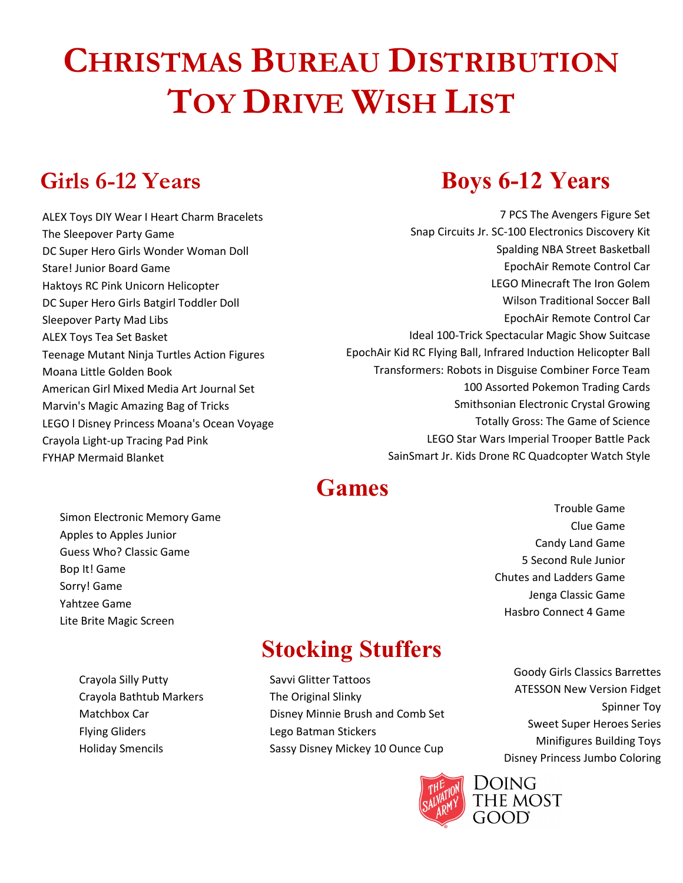# Christmas Bureau Distribution Toy Drive Wish List

## Girls 6-12 Years

ALEX Toys DIY Wear I Heart Charm Bracelets
The Sleepover Party Game
DC Super Hero Girls Wonder Woman Doll
Stare! Junior Board Game
Haktoys RC Pink Unicorn Helicopter
DC Super Hero Girls Batgirl Toddler Doll
Sleepover Party Mad Libs
ALEX Toys Tea Set Basket
Teenage Mutant Ninja Turtles Action Figures
Moana Little Golden Book
American Girl Mixed Media Art Journal Set
Marvin's Magic Amazing Bag of Tricks
LEGO l Disney Princess Moana's Ocean Voyage
Crayola Light-up Tracing Pad Pink
FYHAP Mermaid Blanket

## Boys 6-12 Years

7 PCS The Avengers Figure Set
Snap Circuits Jr. SC-100 Electronics Discovery Kit
Spalding NBA Street Basketball
EpochAir Remote Control Car
LEGO Minecraft The Iron Golem
Wilson Traditional Soccer Ball
EpochAir Remote Control Car
Ideal 100-Trick Spectacular Magic Show Suitcase
EpochAir Kid RC Flying Ball, Infrared Induction Helicopter Ball
Transformers: Robots in Disguise Combiner Force Team
100 Assorted Pokemon Trading Cards
Smithsonian Electronic Crystal Growing
Totally Gross: The Game of Science
LEGO Star Wars Imperial Trooper Battle Pack
SainSmart Jr. Kids Drone RC Quadcopter Watch Style

## Games

Simon Electronic Memory Game
Apples to Apples Junior
Guess Who? Classic Game
Bop It! Game
Sorry! Game
Yahtzee Game
Lite Brite Magic Screen

Trouble Game
Clue Game
Candy Land Game
5 Second Rule Junior
Chutes and Ladders Game
Jenga Classic Game
Hasbro Connect 4 Game

## Stocking Stuffers

Crayola Silly Putty
Crayola Bathtub Markers
Matchbox Car
Flying Gliders
Holiday Smencils

Savvi Glitter Tattoos
The Original Slinky
Disney Minnie Brush and Comb Set
Lego Batman Stickers
Sassy Disney Mickey 10 Ounce Cup

Goody Girls Classics Barrettes
ATESSON New Version Fidget Spinner Toy
Sweet Super Heroes Series Minifigures Building Toys
Disney Princess Jumbo Coloring

The Salvation Army — Doing the Most Good®